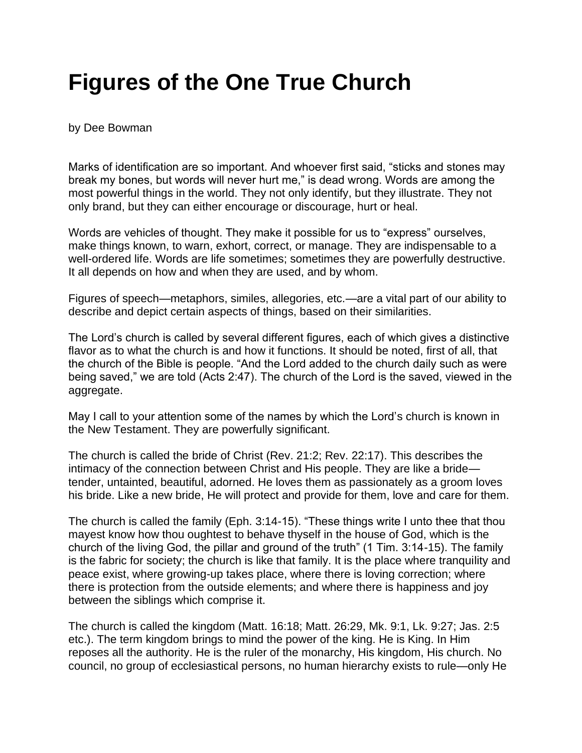# Figures of the One True Church

by Dee Bowman

Marks of identification are so important. And whoever first said, “sticks and stones may break my bones, but words will never hurt me,” is dead wrong. Words are among the most powerful things in the world. They not only identify, but they illustrate. They not only brand, but they can either encourage or discourage, hurt or heal.

Words are vehicles of thought. They make it possible for us to “express” ourselves, make things known, to warn, exhort, correct, or manage. They are indispensable to a well-ordered life. Words are life sometimes; sometimes they are powerfully destructive. It all depends on how and when they are used, and by whom.

Figures of speech—metaphors, similes, allegories, etc.—are a vital part of our ability to describe and depict certain aspects of things, based on their similarities.

The Lord’s church is called by several different figures, each of which gives a distinctive flavor as to what the church is and how it functions. It should be noted, first of all, that the church of the Bible is people. “And the Lord added to the church daily such as were being saved,” we are told (Acts 2:47). The church of the Lord is the saved, viewed in the aggregate.

May I call to your attention some of the names by which the Lord’s church is known in the New Testament. They are powerfully significant.

The church is called the bride of Christ (Rev. 21:2; Rev. 22:17). This describes the intimacy of the connection between Christ and His people. They are like a bride—tender, untainted, beautiful, adorned. He loves them as passionately as a groom loves his bride. Like a new bride, He will protect and provide for them, love and care for them.

The church is called the family (Eph. 3:14-15). “These things write I unto thee that thou mayest know how thou oughtest to behave thyself in the house of God, which is the church of the living God, the pillar and ground of the truth” (1 Tim. 3:14-15). The family is the fabric for society; the church is like that family. It is the place where tranquility and peace exist, where growing-up takes place, where there is loving correction; where there is protection from the outside elements; and where there is happiness and joy between the siblings which comprise it.

The church is called the kingdom (Matt. 16:18; Matt. 26:29, Mk. 9:1, Lk. 9:27; Jas. 2:5 etc.). The term kingdom brings to mind the power of the king. He is King. In Him reposes all the authority. He is the ruler of the monarchy, His kingdom, His church. No council, no group of ecclesiastical persons, no human hierarchy exists to rule—only He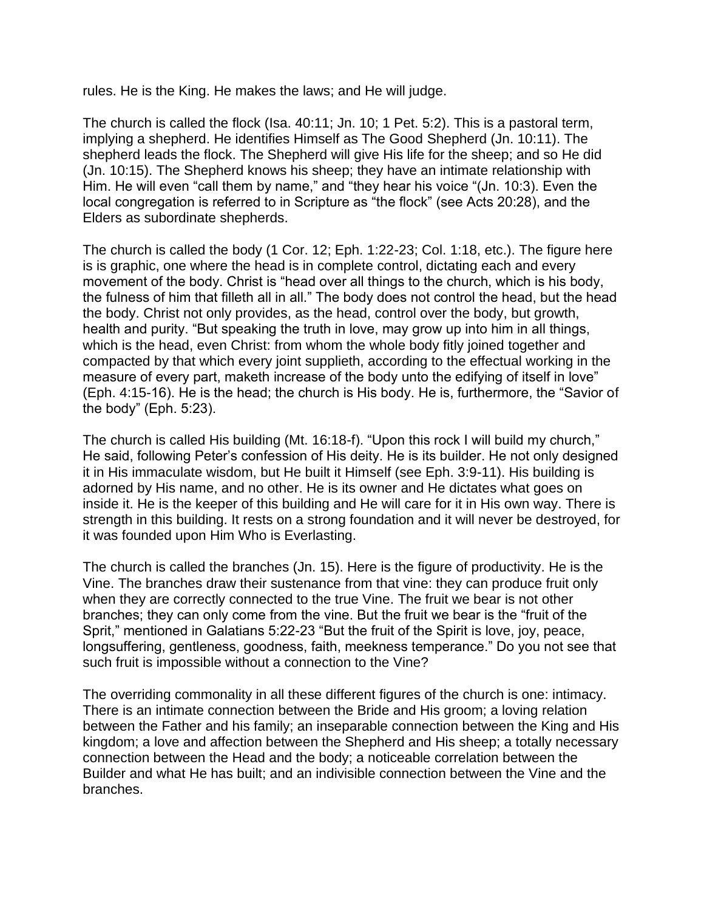rules. He is the King. He makes the laws; and He will judge.

The church is called the flock (Isa. 40:11; Jn. 10; 1 Pet. 5:2). This is a pastoral term, implying a shepherd. He identifies Himself as The Good Shepherd (Jn. 10:11). The shepherd leads the flock. The Shepherd will give His life for the sheep; and so He did (Jn. 10:15). The Shepherd knows his sheep; they have an intimate relationship with Him. He will even "call them by name," and "they hear his voice "(Jn. 10:3). Even the local congregation is referred to in Scripture as "the flock" (see Acts 20:28), and the Elders as subordinate shepherds.

The church is called the body (1 Cor. 12; Eph. 1:22-23; Col. 1:18, etc.). The figure here is is graphic, one where the head is in complete control, dictating each and every movement of the body. Christ is "head over all things to the church, which is his body, the fulness of him that filleth all in all." The body does not control the head, but the head the body. Christ not only provides, as the head, control over the body, but growth, health and purity. "But speaking the truth in love, may grow up into him in all things, which is the head, even Christ: from whom the whole body fitly joined together and compacted by that which every joint supplieth, according to the effectual working in the measure of every part, maketh increase of the body unto the edifying of itself in love" (Eph. 4:15-16). He is the head; the church is His body. He is, furthermore, the "Savior of the body" (Eph. 5:23).

The church is called His building (Mt. 16:18-f). "Upon this rock I will build my church," He said, following Peter's confession of His deity. He is its builder. He not only designed it in His immaculate wisdom, but He built it Himself (see Eph. 3:9-11). His building is adorned by His name, and no other. He is its owner and He dictates what goes on inside it. He is the keeper of this building and He will care for it in His own way. There is strength in this building. It rests on a strong foundation and it will never be destroyed, for it was founded upon Him Who is Everlasting.

The church is called the branches (Jn. 15). Here is the figure of productivity. He is the Vine. The branches draw their sustenance from that vine: they can produce fruit only when they are correctly connected to the true Vine. The fruit we bear is not other branches; they can only come from the vine. But the fruit we bear is the "fruit of the Sprit," mentioned in Galatians 5:22-23 "But the fruit of the Spirit is love, joy, peace, longsuffering, gentleness, goodness, faith, meekness temperance." Do you not see that such fruit is impossible without a connection to the Vine?

The overriding commonality in all these different figures of the church is one: intimacy. There is an intimate connection between the Bride and His groom; a loving relation between the Father and his family; an inseparable connection between the King and His kingdom; a love and affection between the Shepherd and His sheep; a totally necessary connection between the Head and the body; a noticeable correlation between the Builder and what He has built; and an indivisible connection between the Vine and the branches.